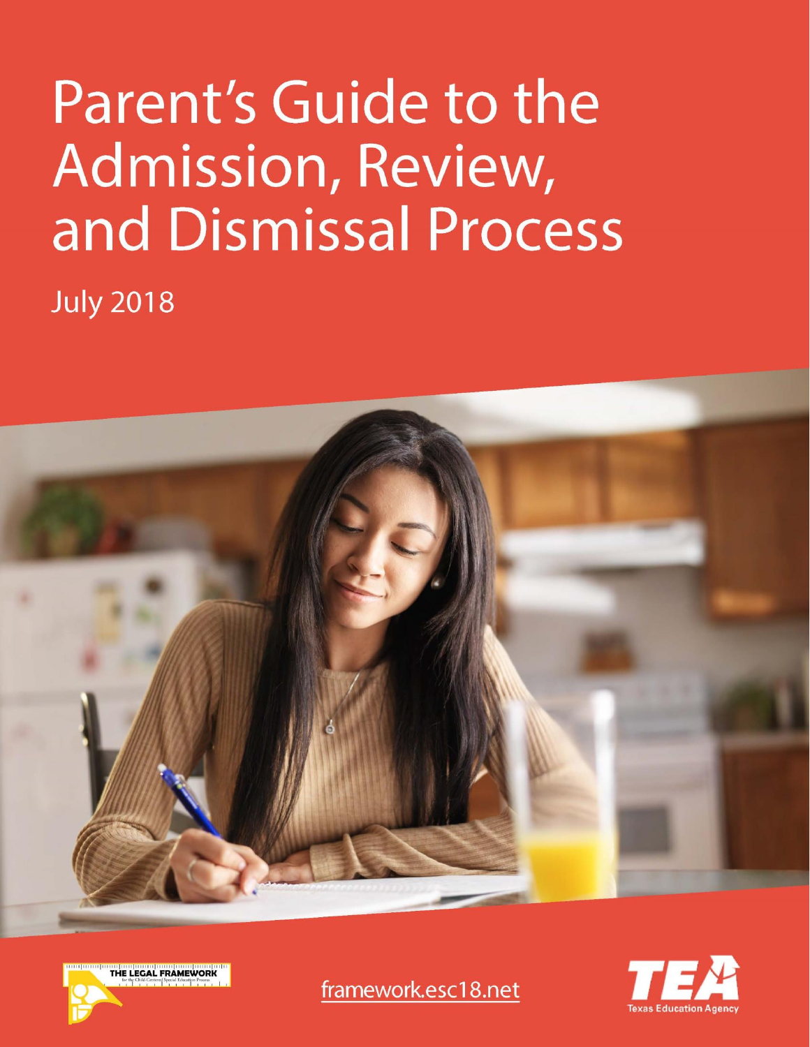# Parent's Guide to the Admission, Review, and Dismissal Process

July 2018

THE LEGAL FRAMEWORK for the Child-Centered Special Education Process

framework.esc18.net

TEA Texas Education Agency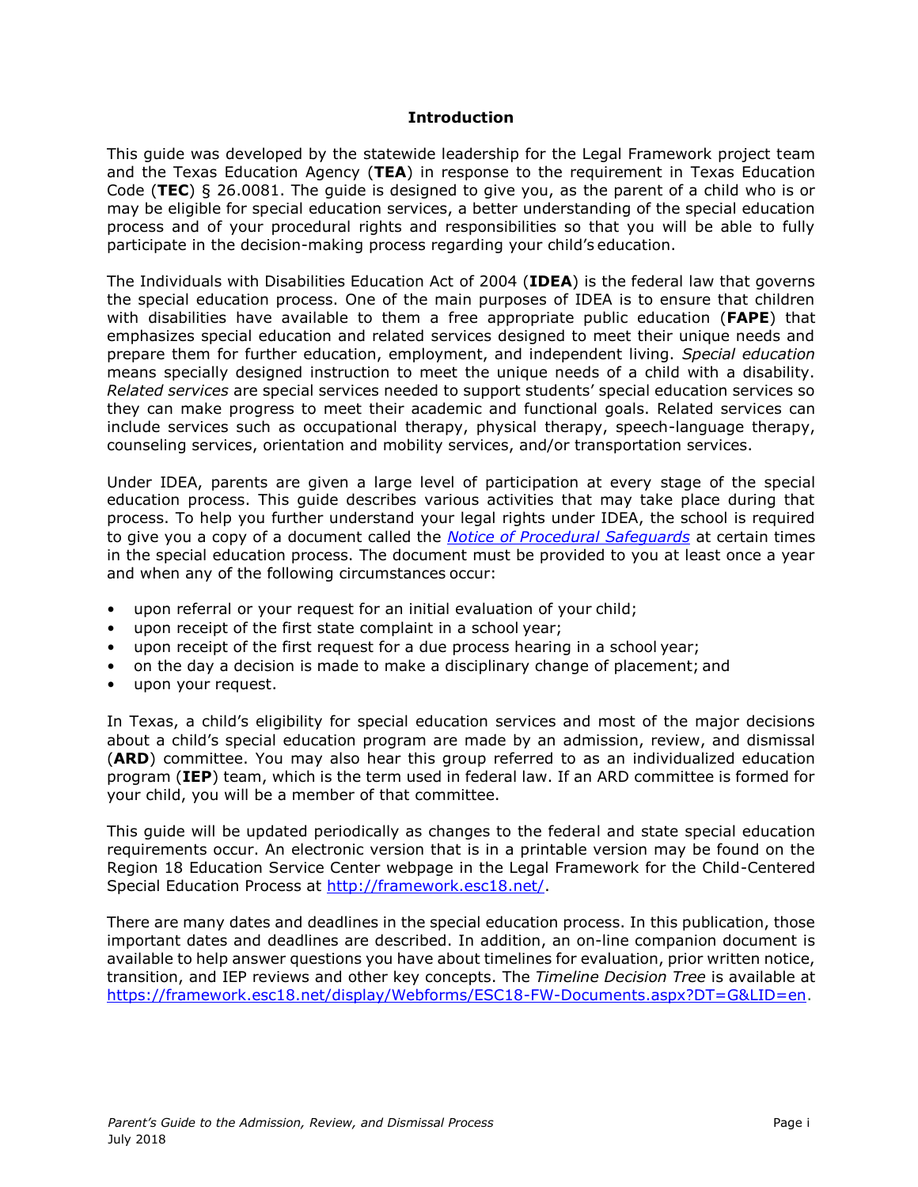# Introduction

This guide was developed by the statewide leadership for the Legal Framework project team and the Texas Education Agency (**TEA**) in response to the requirement in Texas Education Code (**TEC**) § 26.0081. The guide is designed to give you, as the parent of a child who is or may be eligible for special education services, a better understanding of the special education process and of your procedural rights and responsibilities so that you will be able to fully participate in the decision-making process regarding your child's education.

The Individuals with Disabilities Education Act of 2004 (**IDEA**) is the federal law that governs the special education process. One of the main purposes of IDEA is to ensure that children with disabilities have available to them a free appropriate public education (**FAPE**) that emphasizes special education and related services designed to meet their unique needs and prepare them for further education, employment, and independent living. *Special education* means specially designed instruction to meet the unique needs of a child with a disability. *Related services* are special services needed to support students' special education services so they can make progress to meet their academic and functional goals. Related services can include services such as occupational therapy, physical therapy, speech-language therapy, counseling services, orientation and mobility services, and/or transportation services.

Under IDEA, parents are given a large level of participation at every stage of the special education process. This guide describes various activities that may take place during that process. To help you further understand your legal rights under IDEA, the school is required to give you a copy of a document called the *Notice of Procedural Safeguards* at certain times in the special education process. The document must be provided to you at least once a year and when any of the following circumstances occur:

- upon referral or your request for an initial evaluation of your child;
- upon receipt of the first state complaint in a school year;
- upon receipt of the first request for a due process hearing in a school year;
- on the day a decision is made to make a disciplinary change of placement; and
- upon your request.

In Texas, a child's eligibility for special education services and most of the major decisions about a child's special education program are made by an admission, review, and dismissal (**ARD**) committee. You may also hear this group referred to as an individualized education program (**IEP**) team, which is the term used in federal law. If an ARD committee is formed for your child, you will be a member of that committee.

This guide will be updated periodically as changes to the federal and state special education requirements occur. An electronic version that is in a printable version may be found on the Region 18 Education Service Center webpage in the Legal Framework for the Child-Centered Special Education Process at http://framework.esc18.net/.

There are many dates and deadlines in the special education process. In this publication, those important dates and deadlines are described. In addition, an on-line companion document is available to help answer questions you have about timelines for evaluation, prior written notice, transition, and IEP reviews and other key concepts. The *Timeline Decision Tree* is available at https://framework.esc18.net/display/Webforms/ESC18-FW-Documents.aspx?DT=G&LID=en.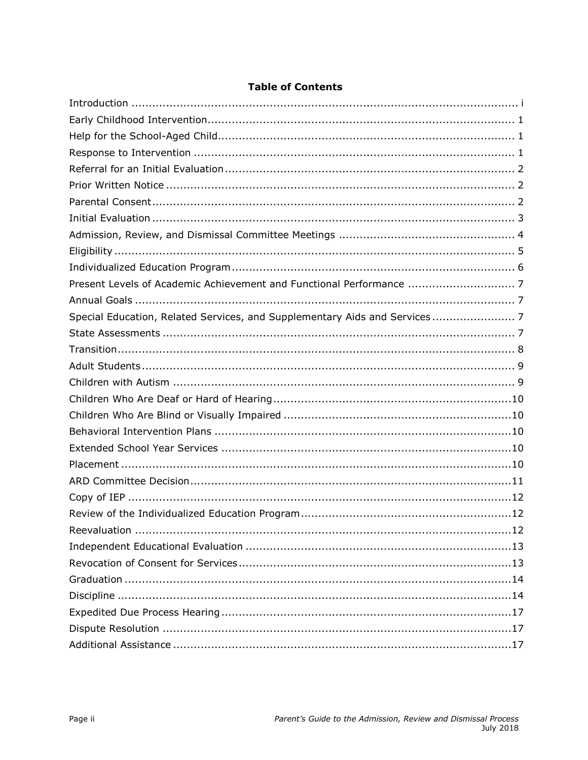## Table of Contents

| Section | Page |
|---|---|
| Introduction | i |
| Early Childhood Intervention | 1 |
| Help for the School-Aged Child | 1 |
| Response to Intervention | 1 |
| Referral for an Initial Evaluation | 2 |
| Prior Written Notice | 2 |
| Parental Consent | 2 |
| Initial Evaluation | 3 |
| Admission, Review, and Dismissal Committee Meetings | 4 |
| Eligibility | 5 |
| Individualized Education Program | 6 |
| Present Levels of Academic Achievement and Functional Performance | 7 |
| Annual Goals | 7 |
| Special Education, Related Services, and Supplementary Aids and Services | 7 |
| State Assessments | 7 |
| Transition | 8 |
| Adult Students | 9 |
| Children with Autism | 9 |
| Children Who Are Deaf or Hard of Hearing | 10 |
| Children Who Are Blind or Visually Impaired | 10 |
| Behavioral Intervention Plans | 10 |
| Extended School Year Services | 10 |
| Placement | 10 |
| ARD Committee Decision | 11 |
| Copy of IEP | 12 |
| Review of the Individualized Education Program | 12 |
| Reevaluation | 12 |
| Independent Educational Evaluation | 13 |
| Revocation of Consent for Services | 13 |
| Graduation | 14 |
| Discipline | 14 |
| Expedited Due Process Hearing | 17 |
| Dispute Resolution | 17 |
| Additional Assistance | 17 |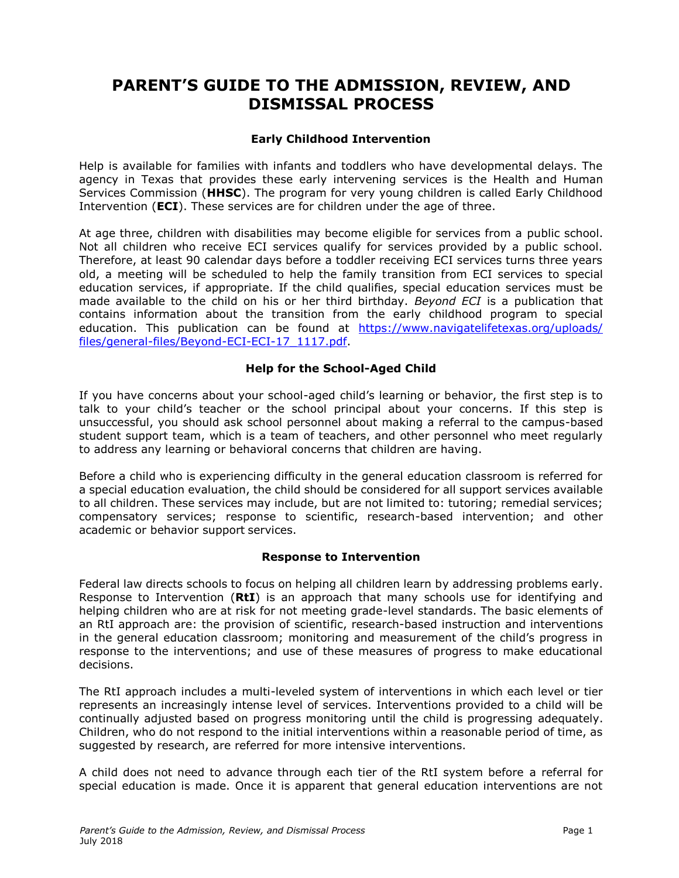# PARENT'S GUIDE TO THE ADMISSION, REVIEW, AND DISMISSAL PROCESS

### Early Childhood Intervention

Help is available for families with infants and toddlers who have developmental delays. The agency in Texas that provides these early intervening services is the Health and Human Services Commission (**HHSC**). The program for very young children is called Early Childhood Intervention (**ECI**). These services are for children under the age of three.

At age three, children with disabilities may become eligible for services from a public school. Not all children who receive ECI services qualify for services provided by a public school. Therefore, at least 90 calendar days before a toddler receiving ECI services turns three years old, a meeting will be scheduled to help the family transition from ECI services to special education services, if appropriate. If the child qualifies, special education services must be made available to the child on his or her third birthday. *Beyond ECI* is a publication that contains information about the transition from the early childhood program to special education. This publication can be found at [https://www.navigatelifetexas.org/uploads/files/general-files/Beyond-ECI-ECI-17_1117.pdf](https://www.navigatelifetexas.org/uploads/files/general-files/Beyond-ECI-ECI-17_1117.pdf).

### Help for the School-Aged Child

If you have concerns about your school-aged child's learning or behavior, the first step is to talk to your child's teacher or the school principal about your concerns. If this step is unsuccessful, you should ask school personnel about making a referral to the campus-based student support team, which is a team of teachers, and other personnel who meet regularly to address any learning or behavioral concerns that children are having.

Before a child who is experiencing difficulty in the general education classroom is referred for a special education evaluation, the child should be considered for all support services available to all children. These services may include, but are not limited to: tutoring; remedial services; compensatory services; response to scientific, research-based intervention; and other academic or behavior support services.

### Response to Intervention

Federal law directs schools to focus on helping all children learn by addressing problems early. Response to Intervention (**RtI**) is an approach that many schools use for identifying and helping children who are at risk for not meeting grade-level standards. The basic elements of an RtI approach are: the provision of scientific, research-based instruction and interventions in the general education classroom; monitoring and measurement of the child's progress in response to the interventions; and use of these measures of progress to make educational decisions.

The RtI approach includes a multi-leveled system of interventions in which each level or tier represents an increasingly intense level of services. Interventions provided to a child will be continually adjusted based on progress monitoring until the child is progressing adequately. Children, who do not respond to the initial interventions within a reasonable period of time, as suggested by research, are referred for more intensive interventions.

A child does not need to advance through each tier of the RtI system before a referral for special education is made. Once it is apparent that general education interventions are not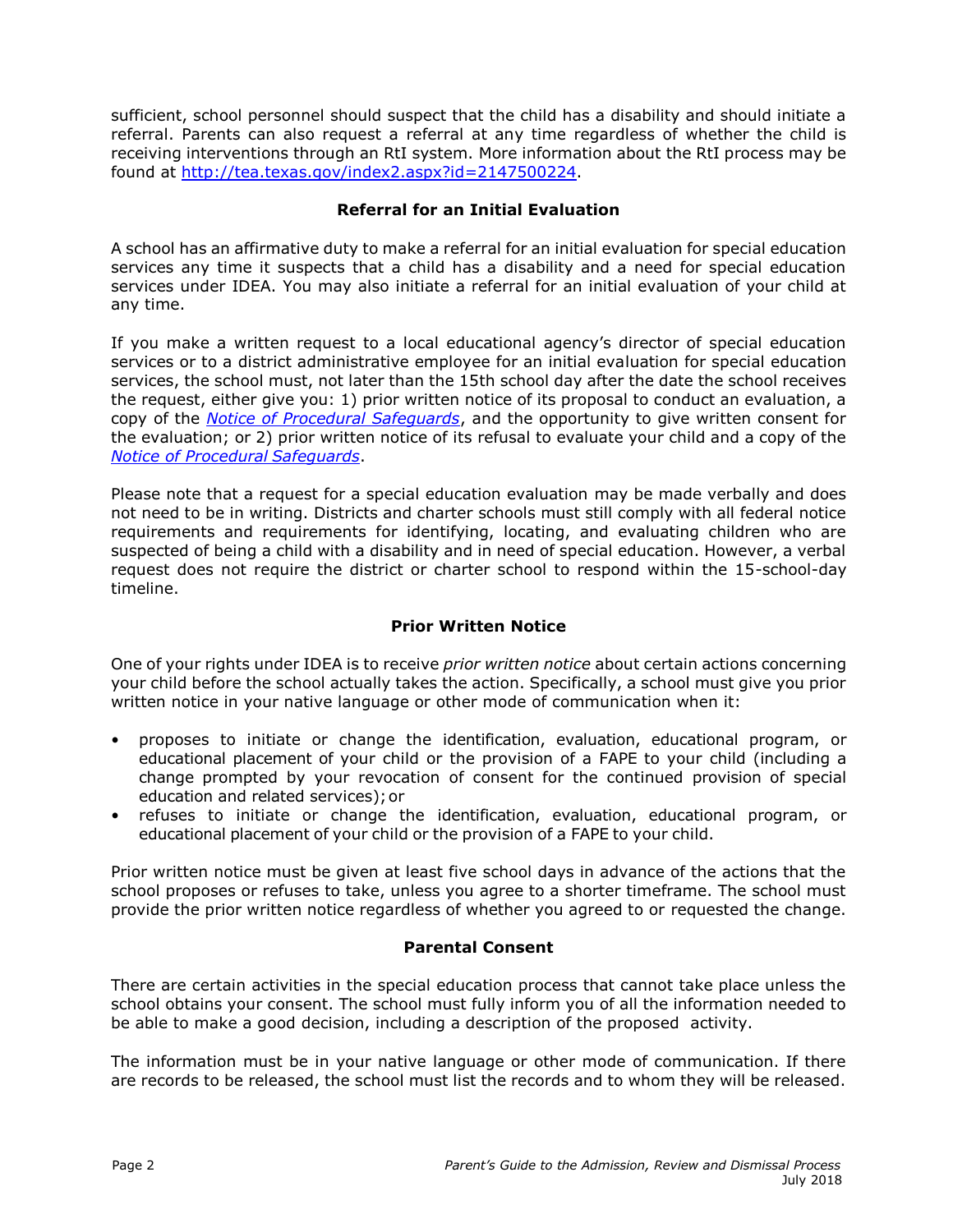sufficient, school personnel should suspect that the child has a disability and should initiate a referral. Parents can also request a referral at any time regardless of whether the child is receiving interventions through an RtI system. More information about the RtI process may be found at [http://tea.texas.gov/index2.aspx?id=2147500224](http://tea.texas.gov/index2.aspx?id=2147500224).

## Referral for an Initial Evaluation

A school has an affirmative duty to make a referral for an initial evaluation for special education services any time it suspects that a child has a disability and a need for special education services under IDEA. You may also initiate a referral for an initial evaluation of your child at any time.

If you make a written request to a local educational agency's director of special education services or to a district administrative employee for an initial evaluation for special education services, the school must, not later than the 15th school day after the date the school receives the request, either give you: 1) prior written notice of its proposal to conduct an evaluation, a copy of the *Notice of Procedural Safeguards*, and the opportunity to give written consent for the evaluation; or 2) prior written notice of its refusal to evaluate your child and a copy of the *Notice of Procedural Safeguards*.

Please note that a request for a special education evaluation may be made verbally and does not need to be in writing. Districts and charter schools must still comply with all federal notice requirements and requirements for identifying, locating, and evaluating children who are suspected of being a child with a disability and in need of special education. However, a verbal request does not require the district or charter school to respond within the 15-school-day timeline.

## Prior Written Notice

One of your rights under IDEA is to receive *prior written notice* about certain actions concerning your child before the school actually takes the action. Specifically, a school must give you prior written notice in your native language or other mode of communication when it:

- proposes to initiate or change the identification, evaluation, educational program, or educational placement of your child or the provision of a FAPE to your child (including a change prompted by your revocation of consent for the continued provision of special education and related services); or
- refuses to initiate or change the identification, evaluation, educational program, or educational placement of your child or the provision of a FAPE to your child.

Prior written notice must be given at least five school days in advance of the actions that the school proposes or refuses to take, unless you agree to a shorter timeframe. The school must provide the prior written notice regardless of whether you agreed to or requested the change.

## Parental Consent

There are certain activities in the special education process that cannot take place unless the school obtains your consent. The school must fully inform you of all the information needed to be able to make a good decision, including a description of the proposed activity.

The information must be in your native language or other mode of communication. If there are records to be released, the school must list the records and to whom they will be released.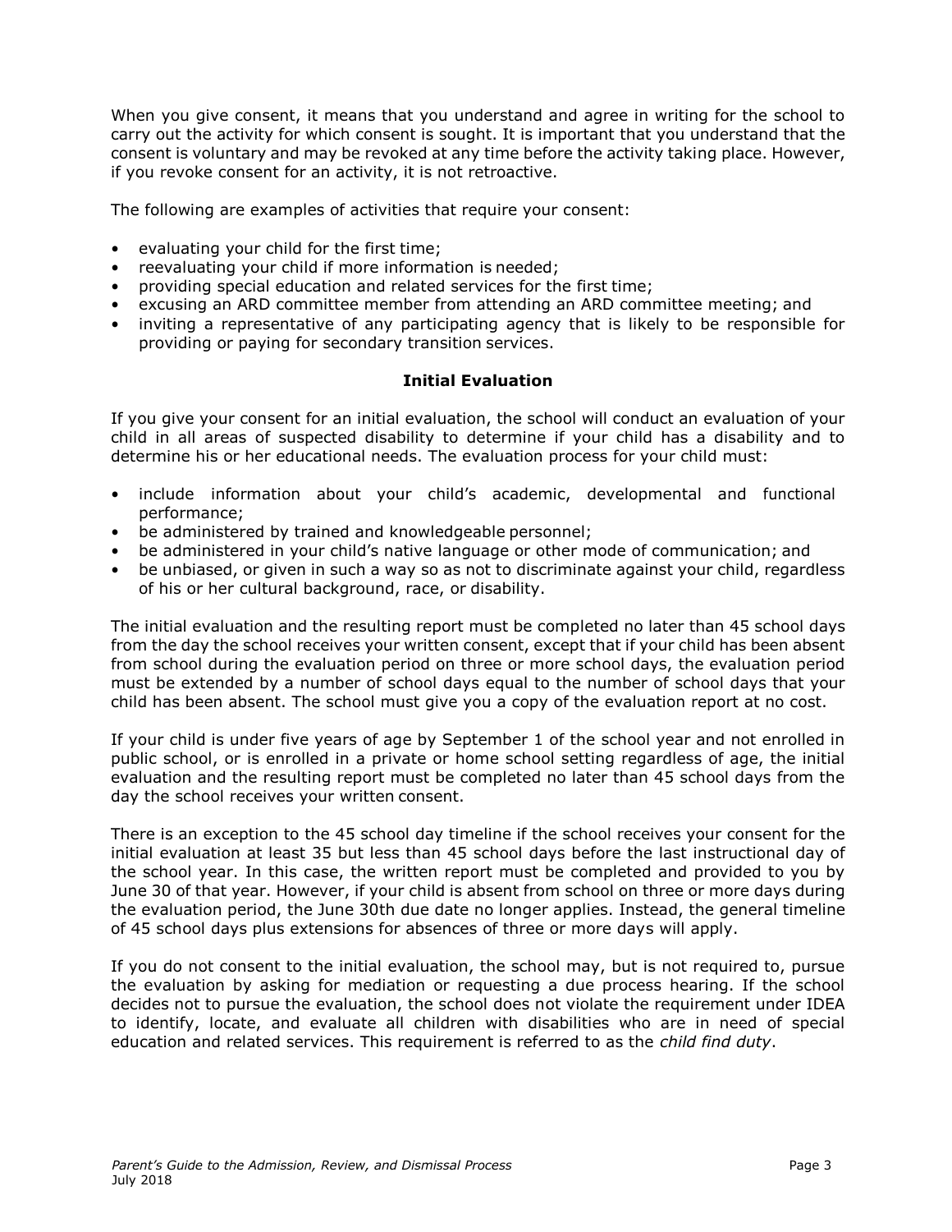When you give consent, it means that you understand and agree in writing for the school to carry out the activity for which consent is sought. It is important that you understand that the consent is voluntary and may be revoked at any time before the activity taking place. However, if you revoke consent for an activity, it is not retroactive.

The following are examples of activities that require your consent:

- evaluating your child for the first time;
- reevaluating your child if more information is needed;
- providing special education and related services for the first time;
- excusing an ARD committee member from attending an ARD committee meeting; and
- inviting a representative of any participating agency that is likely to be responsible for providing or paying for secondary transition services.

### Initial Evaluation

If you give your consent for an initial evaluation, the school will conduct an evaluation of your child in all areas of suspected disability to determine if your child has a disability and to determine his or her educational needs. The evaluation process for your child must:

- include information about your child's academic, developmental and functional performance;
- be administered by trained and knowledgeable personnel;
- be administered in your child's native language or other mode of communication; and
- be unbiased, or given in such a way so as not to discriminate against your child, regardless of his or her cultural background, race, or disability.

The initial evaluation and the resulting report must be completed no later than 45 school days from the day the school receives your written consent, except that if your child has been absent from school during the evaluation period on three or more school days, the evaluation period must be extended by a number of school days equal to the number of school days that your child has been absent. The school must give you a copy of the evaluation report at no cost.

If your child is under five years of age by September 1 of the school year and not enrolled in public school, or is enrolled in a private or home school setting regardless of age, the initial evaluation and the resulting report must be completed no later than 45 school days from the day the school receives your written consent.

There is an exception to the 45 school day timeline if the school receives your consent for the initial evaluation at least 35 but less than 45 school days before the last instructional day of the school year. In this case, the written report must be completed and provided to you by June 30 of that year. However, if your child is absent from school on three or more days during the evaluation period, the June 30th due date no longer applies. Instead, the general timeline of 45 school days plus extensions for absences of three or more days will apply.

If you do not consent to the initial evaluation, the school may, but is not required to, pursue the evaluation by asking for mediation or requesting a due process hearing. If the school decides not to pursue the evaluation, the school does not violate the requirement under IDEA to identify, locate, and evaluate all children with disabilities who are in need of special education and related services. This requirement is referred to as the *child find duty*.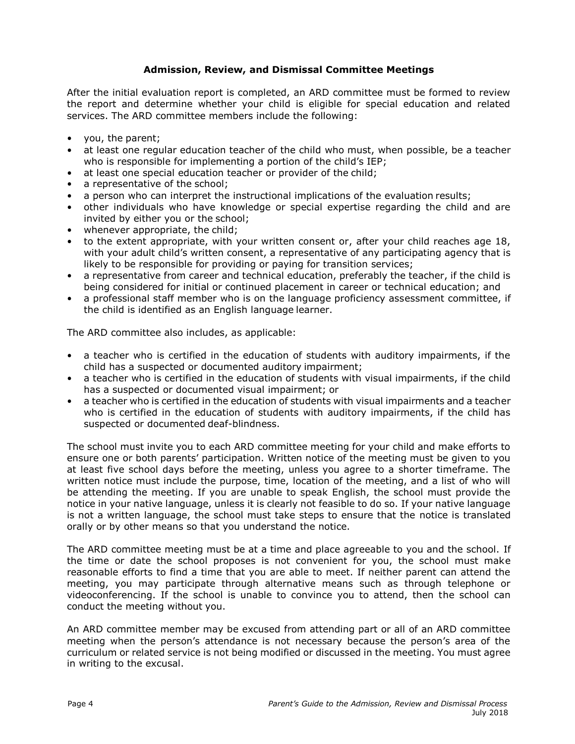## Admission, Review, and Dismissal Committee Meetings

After the initial evaluation report is completed, an ARD committee must be formed to review the report and determine whether your child is eligible for special education and related services. The ARD committee members include the following:

- you, the parent;
- at least one regular education teacher of the child who must, when possible, be a teacher who is responsible for implementing a portion of the child's IEP;
- at least one special education teacher or provider of the child;
- a representative of the school;
- a person who can interpret the instructional implications of the evaluation results;
- other individuals who have knowledge or special expertise regarding the child and are invited by either you or the school;
- whenever appropriate, the child;
- to the extent appropriate, with your written consent or, after your child reaches age 18, with your adult child's written consent, a representative of any participating agency that is likely to be responsible for providing or paying for transition services;
- a representative from career and technical education, preferably the teacher, if the child is being considered for initial or continued placement in career or technical education; and
- a professional staff member who is on the language proficiency assessment committee, if the child is identified as an English language learner.

The ARD committee also includes, as applicable:

- a teacher who is certified in the education of students with auditory impairments, if the child has a suspected or documented auditory impairment;
- a teacher who is certified in the education of students with visual impairments, if the child has a suspected or documented visual impairment; or
- a teacher who is certified in the education of students with visual impairments and a teacher who is certified in the education of students with auditory impairments, if the child has suspected or documented deaf-blindness.

The school must invite you to each ARD committee meeting for your child and make efforts to ensure one or both parents' participation. Written notice of the meeting must be given to you at least five school days before the meeting, unless you agree to a shorter timeframe. The written notice must include the purpose, time, location of the meeting, and a list of who will be attending the meeting. If you are unable to speak English, the school must provide the notice in your native language, unless it is clearly not feasible to do so. If your native language is not a written language, the school must take steps to ensure that the notice is translated orally or by other means so that you understand the notice.

The ARD committee meeting must be at a time and place agreeable to you and the school. If the time or date the school proposes is not convenient for you, the school must make reasonable efforts to find a time that you are able to meet. If neither parent can attend the meeting, you may participate through alternative means such as through telephone or videoconferencing. If the school is unable to convince you to attend, then the school can conduct the meeting without you.

An ARD committee member may be excused from attending part or all of an ARD committee meeting when the person's attendance is not necessary because the person's area of the curriculum or related service is not being modified or discussed in the meeting. You must agree in writing to the excusal.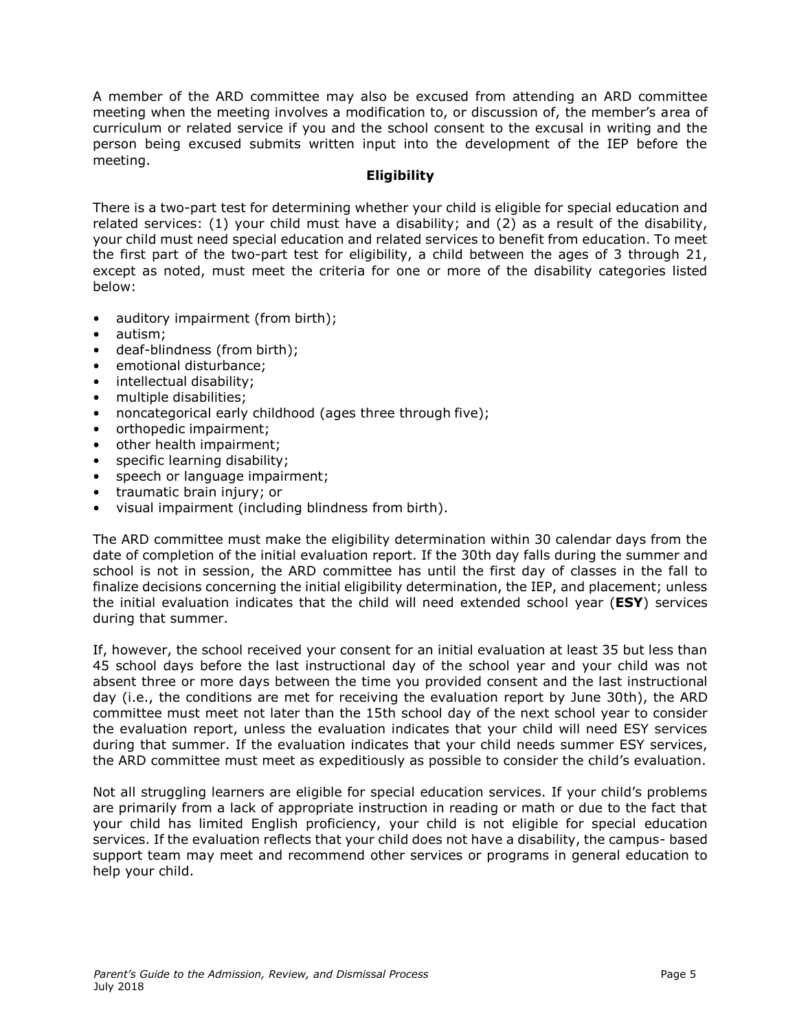A member of the ARD committee may also be excused from attending an ARD committee meeting when the meeting involves a modification to, or discussion of, the member's area of curriculum or related service if you and the school consent to the excusal in writing and the person being excused submits written input into the development of the IEP before the meeting.

## Eligibility

There is a two-part test for determining whether your child is eligible for special education and related services: (1) your child must have a disability; and (2) as a result of the disability, your child must need special education and related services to benefit from education. To meet the first part of the two-part test for eligibility, a child between the ages of 3 through 21, except as noted, must meet the criteria for one or more of the disability categories listed below:

- auditory impairment (from birth);
- autism;
- deaf-blindness (from birth);
- emotional disturbance;
- intellectual disability;
- multiple disabilities;
- noncategorical early childhood (ages three through five);
- orthopedic impairment;
- other health impairment;
- specific learning disability;
- speech or language impairment;
- traumatic brain injury; or
- visual impairment (including blindness from birth).

The ARD committee must make the eligibility determination within 30 calendar days from the date of completion of the initial evaluation report. If the 30th day falls during the summer and school is not in session, the ARD committee has until the first day of classes in the fall to finalize decisions concerning the initial eligibility determination, the IEP, and placement; unless the initial evaluation indicates that the child will need extended school year (**ESY**) services during that summer.

If, however, the school received your consent for an initial evaluation at least 35 but less than 45 school days before the last instructional day of the school year and your child was not absent three or more days between the time you provided consent and the last instructional day (i.e., the conditions are met for receiving the evaluation report by June 30th), the ARD committee must meet not later than the 15th school day of the next school year to consider the evaluation report, unless the evaluation indicates that your child will need ESY services during that summer. If the evaluation indicates that your child needs summer ESY services, the ARD committee must meet as expeditiously as possible to consider the child's evaluation.

Not all struggling learners are eligible for special education services. If your child's problems are primarily from a lack of appropriate instruction in reading or math or due to the fact that your child has limited English proficiency, your child is not eligible for special education services. If the evaluation reflects that your child does not have a disability, the campus- based support team may meet and recommend other services or programs in general education to help your child.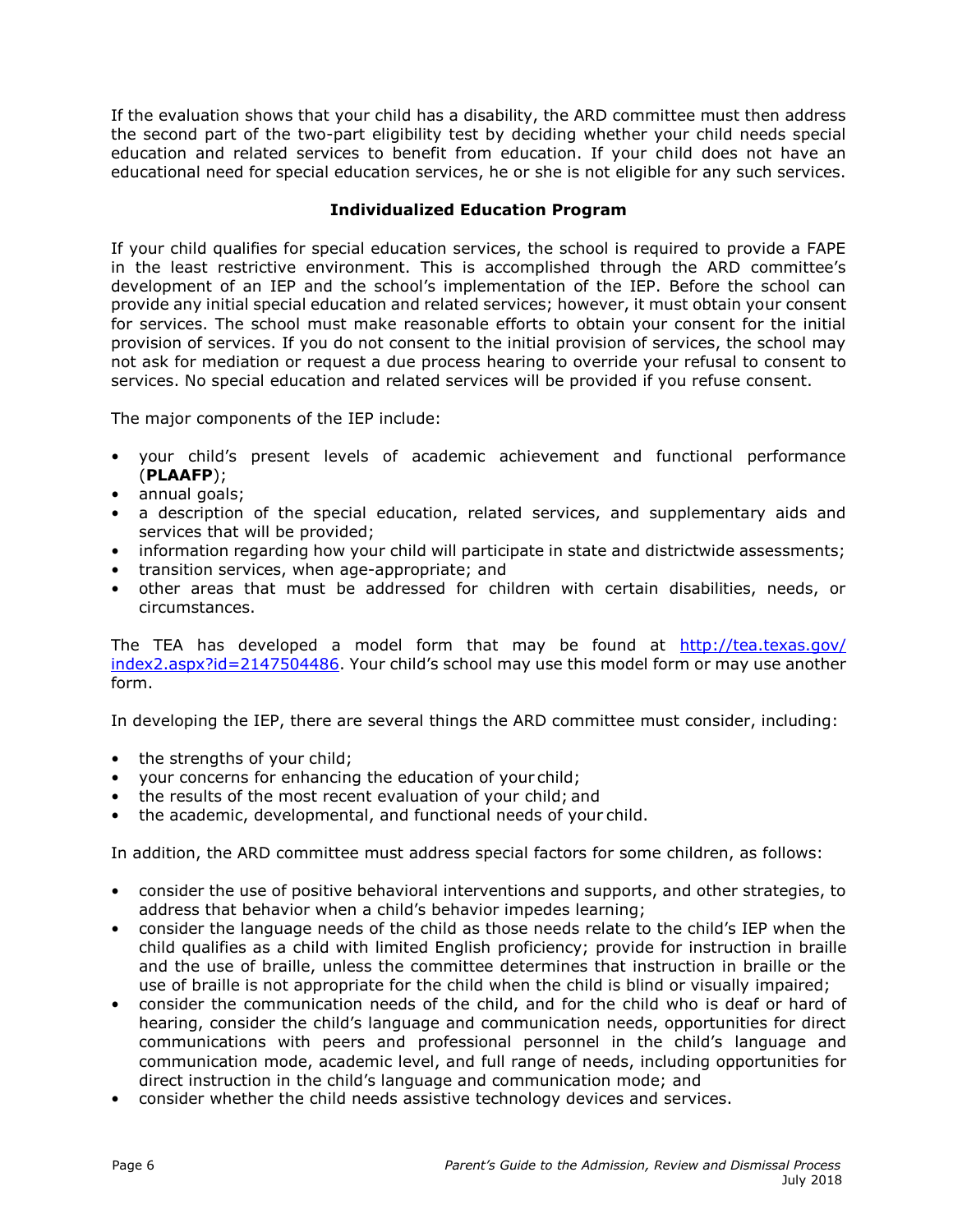If the evaluation shows that your child has a disability, the ARD committee must then address the second part of the two-part eligibility test by deciding whether your child needs special education and related services to benefit from education. If your child does not have an educational need for special education services, he or she is not eligible for any such services.

### Individualized Education Program

If your child qualifies for special education services, the school is required to provide a FAPE in the least restrictive environment. This is accomplished through the ARD committee's development of an IEP and the school's implementation of the IEP. Before the school can provide any initial special education and related services; however, it must obtain your consent for services. The school must make reasonable efforts to obtain your consent for the initial provision of services. If you do not consent to the initial provision of services, the school may not ask for mediation or request a due process hearing to override your refusal to consent to services. No special education and related services will be provided if you refuse consent.

The major components of the IEP include:

- your child's present levels of academic achievement and functional performance (**PLAAFP**);
- annual goals;
- a description of the special education, related services, and supplementary aids and services that will be provided;
- information regarding how your child will participate in state and districtwide assessments;
- transition services, when age-appropriate; and
- other areas that must be addressed for children with certain disabilities, needs, or circumstances.

The TEA has developed a model form that may be found at [http://tea.texas.gov/index2.aspx?id=2147504486](http://tea.texas.gov/index2.aspx?id=2147504486). Your child's school may use this model form or may use another form.

In developing the IEP, there are several things the ARD committee must consider, including:

- the strengths of your child;
- your concerns for enhancing the education of your child;
- the results of the most recent evaluation of your child; and
- the academic, developmental, and functional needs of your child.

In addition, the ARD committee must address special factors for some children, as follows:

- consider the use of positive behavioral interventions and supports, and other strategies, to address that behavior when a child's behavior impedes learning;
- consider the language needs of the child as those needs relate to the child's IEP when the child qualifies as a child with limited English proficiency; provide for instruction in braille and the use of braille, unless the committee determines that instruction in braille or the use of braille is not appropriate for the child when the child is blind or visually impaired;
- consider the communication needs of the child, and for the child who is deaf or hard of hearing, consider the child's language and communication needs, opportunities for direct communications with peers and professional personnel in the child's language and communication mode, academic level, and full range of needs, including opportunities for direct instruction in the child's language and communication mode; and
- consider whether the child needs assistive technology devices and services.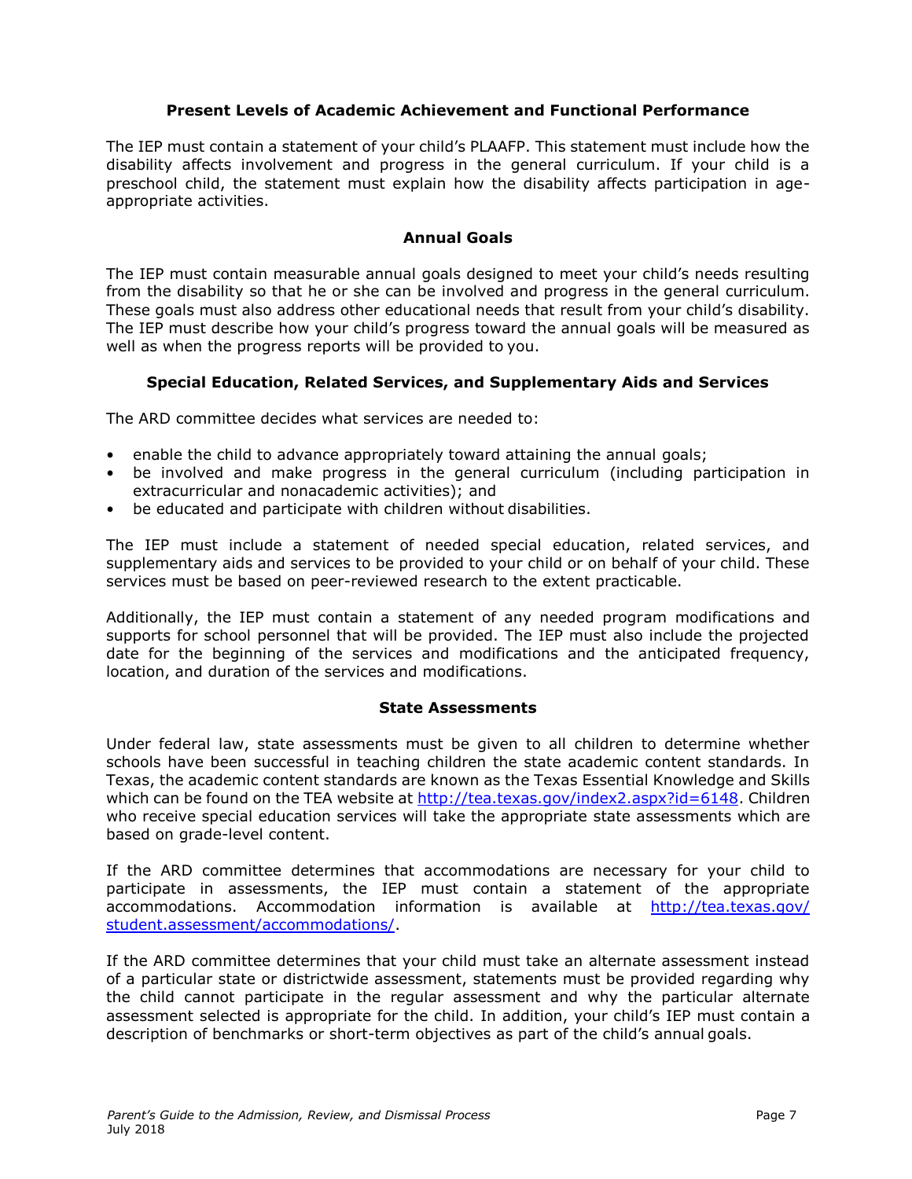### Present Levels of Academic Achievement and Functional Performance

The IEP must contain a statement of your child's PLAAFP. This statement must include how the disability affects involvement and progress in the general curriculum. If your child is a preschool child, the statement must explain how the disability affects participation in age-appropriate activities.

### Annual Goals

The IEP must contain measurable annual goals designed to meet your child's needs resulting from the disability so that he or she can be involved and progress in the general curriculum. These goals must also address other educational needs that result from your child's disability. The IEP must describe how your child's progress toward the annual goals will be measured as well as when the progress reports will be provided to you.

### Special Education, Related Services, and Supplementary Aids and Services

The ARD committee decides what services are needed to:

- enable the child to advance appropriately toward attaining the annual goals;
- be involved and make progress in the general curriculum (including participation in extracurricular and nonacademic activities); and
- be educated and participate with children without disabilities.

The IEP must include a statement of needed special education, related services, and supplementary aids and services to be provided to your child or on behalf of your child. These services must be based on peer-reviewed research to the extent practicable.

Additionally, the IEP must contain a statement of any needed program modifications and supports for school personnel that will be provided. The IEP must also include the projected date for the beginning of the services and modifications and the anticipated frequency, location, and duration of the services and modifications.

### State Assessments

Under federal law, state assessments must be given to all children to determine whether schools have been successful in teaching children the state academic content standards. In Texas, the academic content standards are known as the Texas Essential Knowledge and Skills which can be found on the TEA website at [http://tea.texas.gov/index2.aspx?id=6148](http://tea.texas.gov/index2.aspx?id=6148). Children who receive special education services will take the appropriate state assessments which are based on grade-level content.

If the ARD committee determines that accommodations are necessary for your child to participate in assessments, the IEP must contain a statement of the appropriate accommodations. Accommodation information is available at [http://tea.texas.gov/student.assessment/accommodations/](http://tea.texas.gov/student.assessment/accommodations/).

If the ARD committee determines that your child must take an alternate assessment instead of a particular state or districtwide assessment, statements must be provided regarding why the child cannot participate in the regular assessment and why the particular alternate assessment selected is appropriate for the child. In addition, your child's IEP must contain a description of benchmarks or short-term objectives as part of the child's annual goals.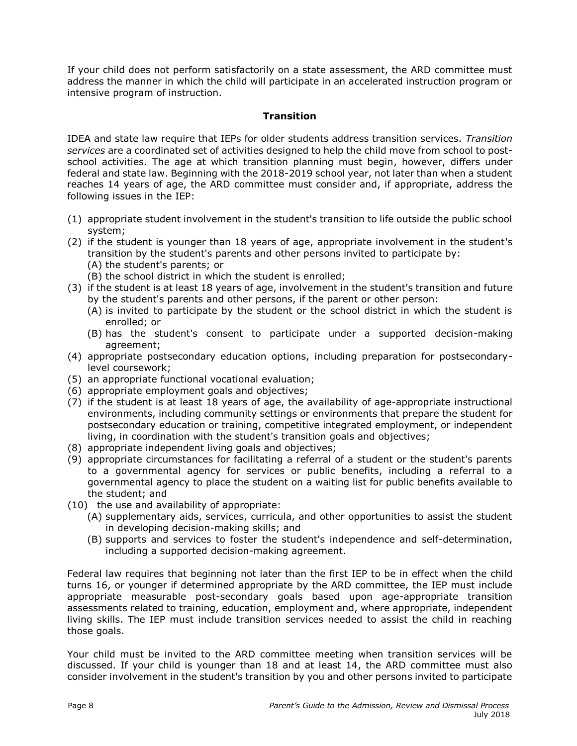If your child does not perform satisfactorily on a state assessment, the ARD committee must address the manner in which the child will participate in an accelerated instruction program or intensive program of instruction.

### Transition

IDEA and state law require that IEPs for older students address transition services. *Transition services* are a coordinated set of activities designed to help the child move from school to post-school activities. The age at which transition planning must begin, however, differs under federal and state law. Beginning with the 2018-2019 school year, not later than when a student reaches 14 years of age, the ARD committee must consider and, if appropriate, address the following issues in the IEP:

(1) appropriate student involvement in the student's transition to life outside the public school system;
(2) if the student is younger than 18 years of age, appropriate involvement in the student's transition by the student's parents and other persons invited to participate by:
    (A) the student's parents; or
    (B) the school district in which the student is enrolled;
(3) if the student is at least 18 years of age, involvement in the student's transition and future by the student's parents and other persons, if the parent or other person:
    (A) is invited to participate by the student or the school district in which the student is enrolled; or
    (B) has the student's consent to participate under a supported decision-making agreement;
(4) appropriate postsecondary education options, including preparation for postsecondary-level coursework;
(5) an appropriate functional vocational evaluation;
(6) appropriate employment goals and objectives;
(7) if the student is at least 18 years of age, the availability of age-appropriate instructional environments, including community settings or environments that prepare the student for postsecondary education or training, competitive integrated employment, or independent living, in coordination with the student's transition goals and objectives;
(8) appropriate independent living goals and objectives;
(9) appropriate circumstances for facilitating a referral of a student or the student's parents to a governmental agency for services or public benefits, including a referral to a governmental agency to place the student on a waiting list for public benefits available to the student; and
(10) the use and availability of appropriate:
    (A) supplementary aids, services, curricula, and other opportunities to assist the student in developing decision-making skills; and
    (B) supports and services to foster the student's independence and self-determination, including a supported decision-making agreement.

Federal law requires that beginning not later than the first IEP to be in effect when the child turns 16, or younger if determined appropriate by the ARD committee, the IEP must include appropriate measurable post-secondary goals based upon age-appropriate transition assessments related to training, education, employment and, where appropriate, independent living skills. The IEP must include transition services needed to assist the child in reaching those goals.

Your child must be invited to the ARD committee meeting when transition services will be discussed. If your child is younger than 18 and at least 14, the ARD committee must also consider involvement in the student's transition by you and other persons invited to participate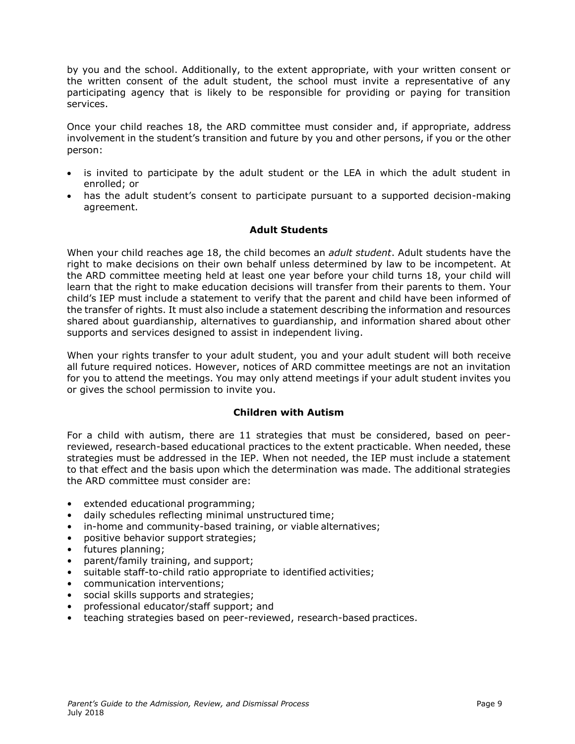by you and the school. Additionally, to the extent appropriate, with your written consent or the written consent of the adult student, the school must invite a representative of any participating agency that is likely to be responsible for providing or paying for transition services.

Once your child reaches 18, the ARD committee must consider and, if appropriate, address involvement in the student's transition and future by you and other persons, if you or the other person:

- is invited to participate by the adult student or the LEA in which the adult student in enrolled; or
- has the adult student's consent to participate pursuant to a supported decision-making agreement.

### Adult Students

When your child reaches age 18, the child becomes an *adult student*. Adult students have the right to make decisions on their own behalf unless determined by law to be incompetent. At the ARD committee meeting held at least one year before your child turns 18, your child will learn that the right to make education decisions will transfer from their parents to them. Your child's IEP must include a statement to verify that the parent and child have been informed of the transfer of rights. It must also include a statement describing the information and resources shared about guardianship, alternatives to guardianship, and information shared about other supports and services designed to assist in independent living.

When your rights transfer to your adult student, you and your adult student will both receive all future required notices. However, notices of ARD committee meetings are not an invitation for you to attend the meetings. You may only attend meetings if your adult student invites you or gives the school permission to invite you.

### Children with Autism

For a child with autism, there are 11 strategies that must be considered, based on peer-reviewed, research-based educational practices to the extent practicable. When needed, these strategies must be addressed in the IEP. When not needed, the IEP must include a statement to that effect and the basis upon which the determination was made. The additional strategies the ARD committee must consider are:

- extended educational programming;
- daily schedules reflecting minimal unstructured time;
- in-home and community-based training, or viable alternatives;
- positive behavior support strategies;
- futures planning;
- parent/family training, and support;
- suitable staff-to-child ratio appropriate to identified activities;
- communication interventions;
- social skills supports and strategies;
- professional educator/staff support; and
- teaching strategies based on peer-reviewed, research-based practices.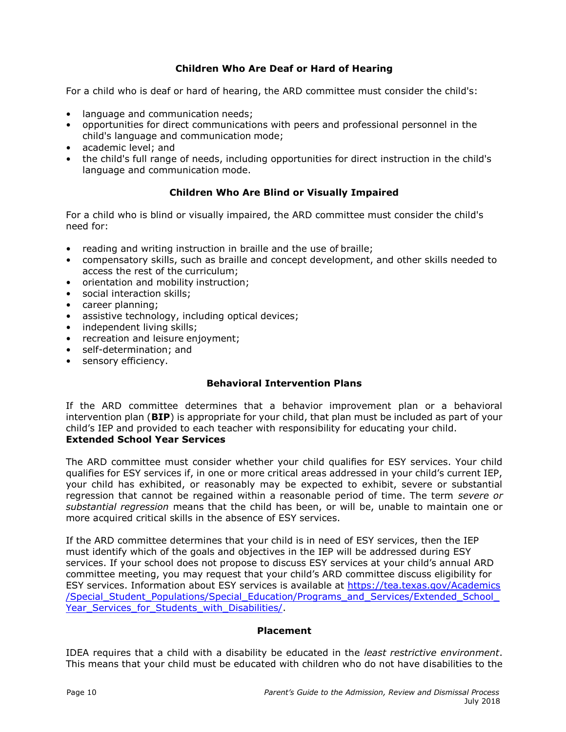### Children Who Are Deaf or Hard of Hearing

For a child who is deaf or hard of hearing, the ARD committee must consider the child's:

- language and communication needs;
- opportunities for direct communications with peers and professional personnel in the child's language and communication mode;
- academic level; and
- the child's full range of needs, including opportunities for direct instruction in the child's language and communication mode.

### Children Who Are Blind or Visually Impaired

For a child who is blind or visually impaired, the ARD committee must consider the child's need for:

- reading and writing instruction in braille and the use of braille;
- compensatory skills, such as braille and concept development, and other skills needed to access the rest of the curriculum;
- orientation and mobility instruction;
- social interaction skills;
- career planning;
- assistive technology, including optical devices;
- independent living skills;
- recreation and leisure enjoyment;
- self-determination; and
- sensory efficiency.

### Behavioral Intervention Plans

If the ARD committee determines that a behavior improvement plan or a behavioral intervention plan (**BIP**) is appropriate for your child, that plan must be included as part of your child's IEP and provided to each teacher with responsibility for educating your child.

### Extended School Year Services

The ARD committee must consider whether your child qualifies for ESY services. Your child qualifies for ESY services if, in one or more critical areas addressed in your child's current IEP, your child has exhibited, or reasonably may be expected to exhibit, severe or substantial regression that cannot be regained within a reasonable period of time. The term *severe or substantial regression* means that the child has been, or will be, unable to maintain one or more acquired critical skills in the absence of ESY services.

If the ARD committee determines that your child is in need of ESY services, then the IEP must identify which of the goals and objectives in the IEP will be addressed during ESY services. If your school does not propose to discuss ESY services at your child's annual ARD committee meeting, you may request that your child's ARD committee discuss eligibility for ESY services. Information about ESY services is available at https://tea.texas.gov/Academics/Special_Student_Populations/Special_Education/Programs_and_Services/Extended_School_Year_Services_for_Students_with_Disabilities/.

### Placement

IDEA requires that a child with a disability be educated in the *least restrictive environment*. This means that your child must be educated with children who do not have disabilities to the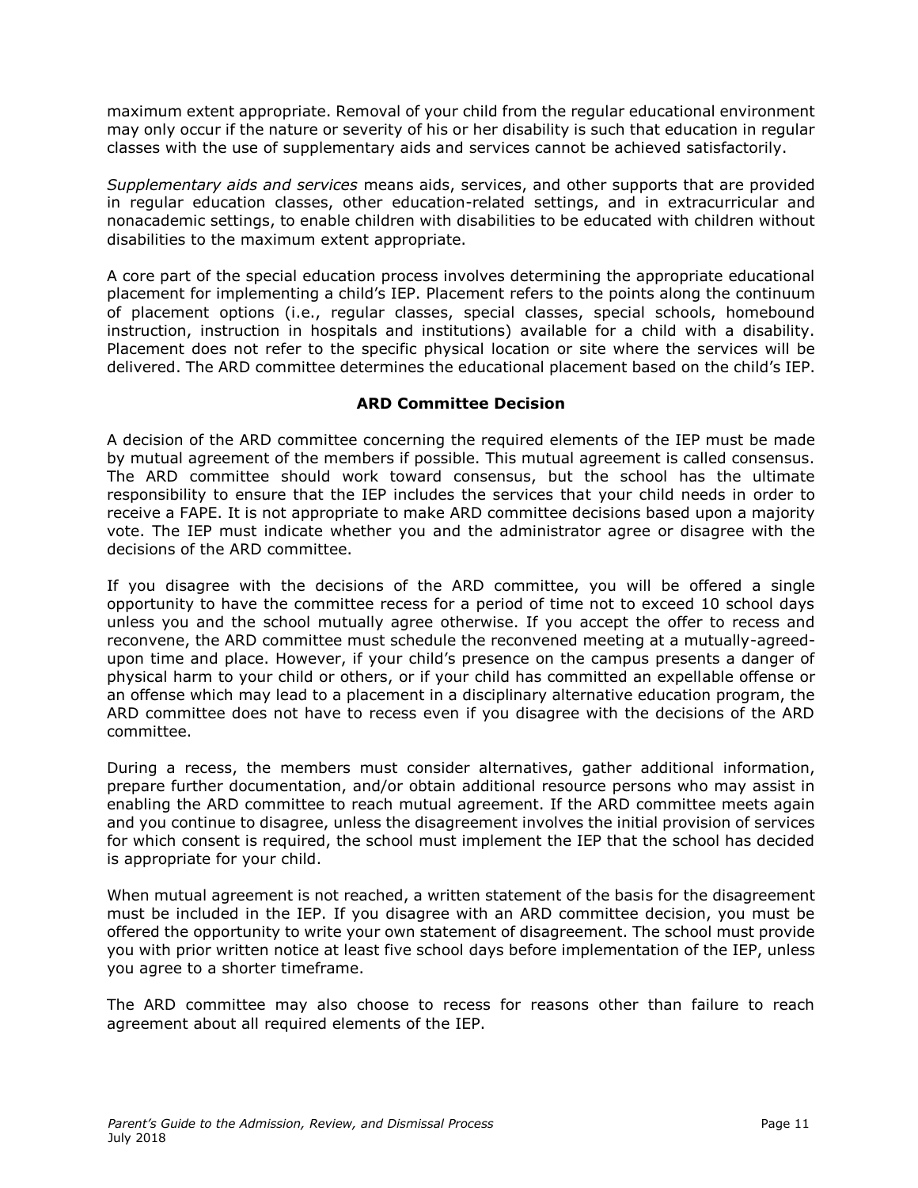maximum extent appropriate. Removal of your child from the regular educational environment may only occur if the nature or severity of his or her disability is such that education in regular classes with the use of supplementary aids and services cannot be achieved satisfactorily.

*Supplementary aids and services* means aids, services, and other supports that are provided in regular education classes, other education-related settings, and in extracurricular and nonacademic settings, to enable children with disabilities to be educated with children without disabilities to the maximum extent appropriate.

A core part of the special education process involves determining the appropriate educational placement for implementing a child's IEP. Placement refers to the points along the continuum of placement options (i.e., regular classes, special classes, special schools, homebound instruction, instruction in hospitals and institutions) available for a child with a disability. Placement does not refer to the specific physical location or site where the services will be delivered. The ARD committee determines the educational placement based on the child's IEP.

### ARD Committee Decision

A decision of the ARD committee concerning the required elements of the IEP must be made by mutual agreement of the members if possible. This mutual agreement is called consensus. The ARD committee should work toward consensus, but the school has the ultimate responsibility to ensure that the IEP includes the services that your child needs in order to receive a FAPE. It is not appropriate to make ARD committee decisions based upon a majority vote. The IEP must indicate whether you and the administrator agree or disagree with the decisions of the ARD committee.

If you disagree with the decisions of the ARD committee, you will be offered a single opportunity to have the committee recess for a period of time not to exceed 10 school days unless you and the school mutually agree otherwise. If you accept the offer to recess and reconvene, the ARD committee must schedule the reconvened meeting at a mutually-agreed-upon time and place. However, if your child's presence on the campus presents a danger of physical harm to your child or others, or if your child has committed an expellable offense or an offense which may lead to a placement in a disciplinary alternative education program, the ARD committee does not have to recess even if you disagree with the decisions of the ARD committee.

During a recess, the members must consider alternatives, gather additional information, prepare further documentation, and/or obtain additional resource persons who may assist in enabling the ARD committee to reach mutual agreement. If the ARD committee meets again and you continue to disagree, unless the disagreement involves the initial provision of services for which consent is required, the school must implement the IEP that the school has decided is appropriate for your child.

When mutual agreement is not reached, a written statement of the basis for the disagreement must be included in the IEP. If you disagree with an ARD committee decision, you must be offered the opportunity to write your own statement of disagreement. The school must provide you with prior written notice at least five school days before implementation of the IEP, unless you agree to a shorter timeframe.

The ARD committee may also choose to recess for reasons other than failure to reach agreement about all required elements of the IEP.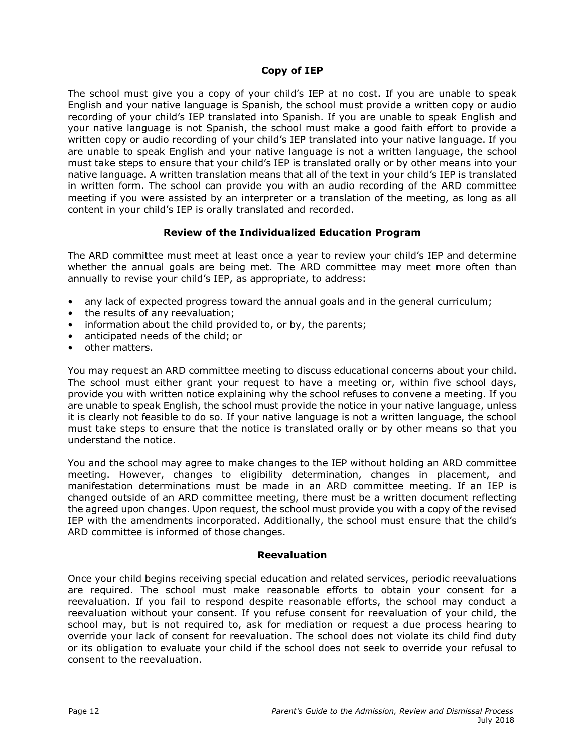## Copy of IEP

The school must give you a copy of your child's IEP at no cost. If you are unable to speak English and your native language is Spanish, the school must provide a written copy or audio recording of your child's IEP translated into Spanish. If you are unable to speak English and your native language is not Spanish, the school must make a good faith effort to provide a written copy or audio recording of your child's IEP translated into your native language. If you are unable to speak English and your native language is not a written language, the school must take steps to ensure that your child's IEP is translated orally or by other means into your native language. A written translation means that all of the text in your child's IEP is translated in written form. The school can provide you with an audio recording of the ARD committee meeting if you were assisted by an interpreter or a translation of the meeting, as long as all content in your child's IEP is orally translated and recorded.

## Review of the Individualized Education Program

The ARD committee must meet at least once a year to review your child's IEP and determine whether the annual goals are being met. The ARD committee may meet more often than annually to revise your child's IEP, as appropriate, to address:

- any lack of expected progress toward the annual goals and in the general curriculum;
- the results of any reevaluation;
- information about the child provided to, or by, the parents;
- anticipated needs of the child; or
- other matters.

You may request an ARD committee meeting to discuss educational concerns about your child. The school must either grant your request to have a meeting or, within five school days, provide you with written notice explaining why the school refuses to convene a meeting. If you are unable to speak English, the school must provide the notice in your native language, unless it is clearly not feasible to do so. If your native language is not a written language, the school must take steps to ensure that the notice is translated orally or by other means so that you understand the notice.

You and the school may agree to make changes to the IEP without holding an ARD committee meeting. However, changes to eligibility determination, changes in placement, and manifestation determinations must be made in an ARD committee meeting. If an IEP is changed outside of an ARD committee meeting, there must be a written document reflecting the agreed upon changes. Upon request, the school must provide you with a copy of the revised IEP with the amendments incorporated. Additionally, the school must ensure that the child's ARD committee is informed of those changes.

## Reevaluation

Once your child begins receiving special education and related services, periodic reevaluations are required. The school must make reasonable efforts to obtain your consent for a reevaluation. If you fail to respond despite reasonable efforts, the school may conduct a reevaluation without your consent. If you refuse consent for reevaluation of your child, the school may, but is not required to, ask for mediation or request a due process hearing to override your lack of consent for reevaluation. The school does not violate its child find duty or its obligation to evaluate your child if the school does not seek to override your refusal to consent to the reevaluation.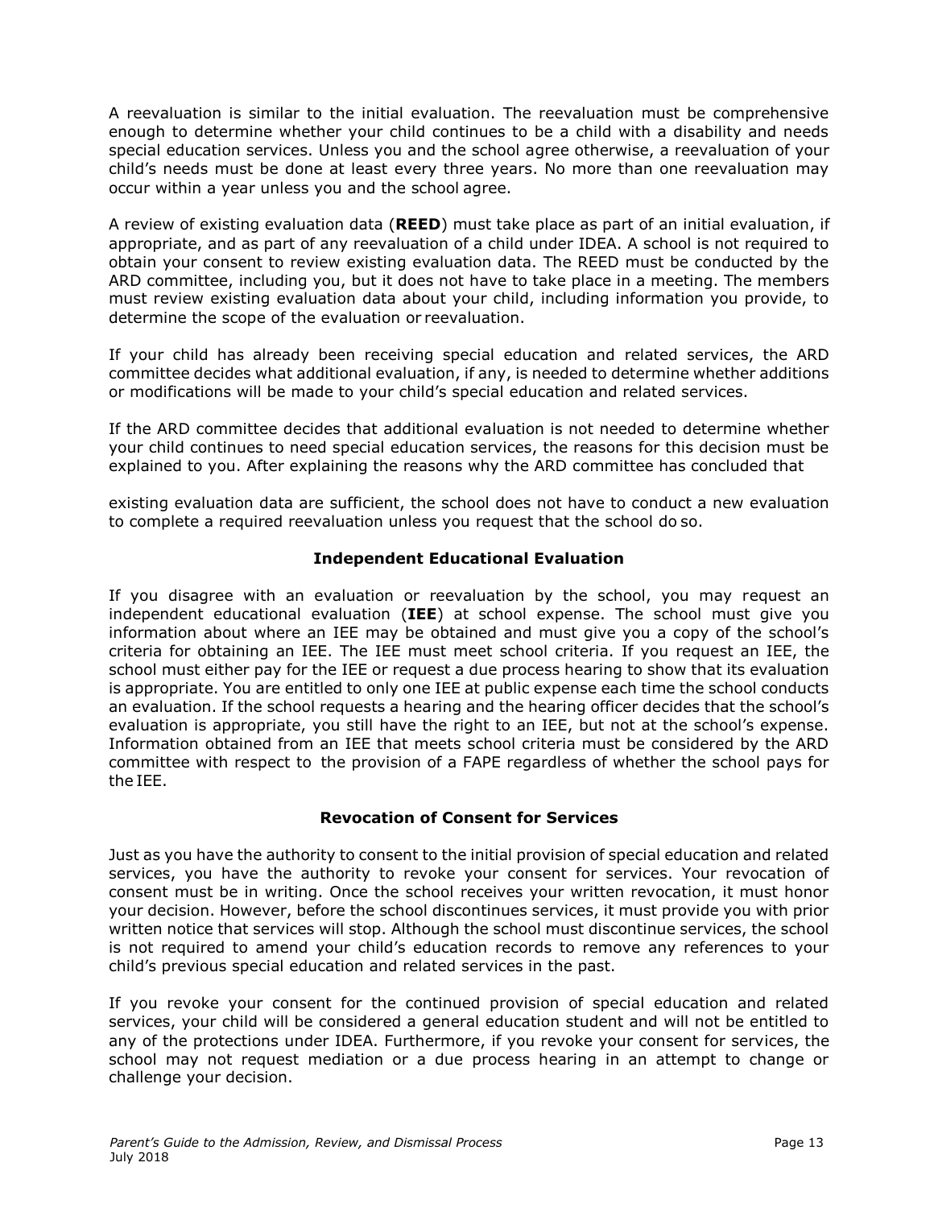A reevaluation is similar to the initial evaluation. The reevaluation must be comprehensive enough to determine whether your child continues to be a child with a disability and needs special education services. Unless you and the school agree otherwise, a reevaluation of your child's needs must be done at least every three years. No more than one reevaluation may occur within a year unless you and the school agree.

A review of existing evaluation data (**REED**) must take place as part of an initial evaluation, if appropriate, and as part of any reevaluation of a child under IDEA. A school is not required to obtain your consent to review existing evaluation data. The REED must be conducted by the ARD committee, including you, but it does not have to take place in a meeting. The members must review existing evaluation data about your child, including information you provide, to determine the scope of the evaluation or reevaluation.

If your child has already been receiving special education and related services, the ARD committee decides what additional evaluation, if any, is needed to determine whether additions or modifications will be made to your child's special education and related services.

If the ARD committee decides that additional evaluation is not needed to determine whether your child continues to need special education services, the reasons for this decision must be explained to you. After explaining the reasons why the ARD committee has concluded that existing evaluation data are sufficient, the school does not have to conduct a new evaluation to complete a required reevaluation unless you request that the school do so.

### Independent Educational Evaluation

If you disagree with an evaluation or reevaluation by the school, you may request an independent educational evaluation (**IEE**) at school expense. The school must give you information about where an IEE may be obtained and must give you a copy of the school's criteria for obtaining an IEE. The IEE must meet school criteria. If you request an IEE, the school must either pay for the IEE or request a due process hearing to show that its evaluation is appropriate. You are entitled to only one IEE at public expense each time the school conducts an evaluation. If the school requests a hearing and the hearing officer decides that the school's evaluation is appropriate, you still have the right to an IEE, but not at the school's expense. Information obtained from an IEE that meets school criteria must be considered by the ARD committee with respect to the provision of a FAPE regardless of whether the school pays for the IEE.

### Revocation of Consent for Services

Just as you have the authority to consent to the initial provision of special education and related services, you have the authority to revoke your consent for services. Your revocation of consent must be in writing. Once the school receives your written revocation, it must honor your decision. However, before the school discontinues services, it must provide you with prior written notice that services will stop. Although the school must discontinue services, the school is not required to amend your child's education records to remove any references to your child's previous special education and related services in the past.

If you revoke your consent for the continued provision of special education and related services, your child will be considered a general education student and will not be entitled to any of the protections under IDEA. Furthermore, if you revoke your consent for services, the school may not request mediation or a due process hearing in an attempt to change or challenge your decision.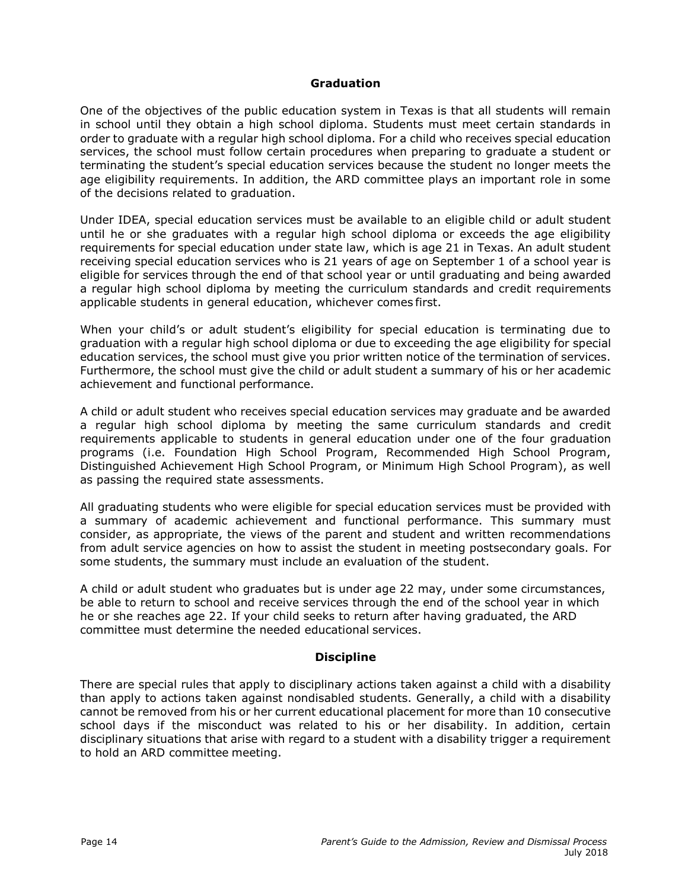## Graduation

One of the objectives of the public education system in Texas is that all students will remain in school until they obtain a high school diploma. Students must meet certain standards in order to graduate with a regular high school diploma. For a child who receives special education services, the school must follow certain procedures when preparing to graduate a student or terminating the student's special education services because the student no longer meets the age eligibility requirements. In addition, the ARD committee plays an important role in some of the decisions related to graduation.

Under IDEA, special education services must be available to an eligible child or adult student until he or she graduates with a regular high school diploma or exceeds the age eligibility requirements for special education under state law, which is age 21 in Texas. An adult student receiving special education services who is 21 years of age on September 1 of a school year is eligible for services through the end of that school year or until graduating and being awarded a regular high school diploma by meeting the curriculum standards and credit requirements applicable students in general education, whichever comes first.

When your child's or adult student's eligibility for special education is terminating due to graduation with a regular high school diploma or due to exceeding the age eligibility for special education services, the school must give you prior written notice of the termination of services. Furthermore, the school must give the child or adult student a summary of his or her academic achievement and functional performance.

A child or adult student who receives special education services may graduate and be awarded a regular high school diploma by meeting the same curriculum standards and credit requirements applicable to students in general education under one of the four graduation programs (i.e. Foundation High School Program, Recommended High School Program, Distinguished Achievement High School Program, or Minimum High School Program), as well as passing the required state assessments.

All graduating students who were eligible for special education services must be provided with a summary of academic achievement and functional performance. This summary must consider, as appropriate, the views of the parent and student and written recommendations from adult service agencies on how to assist the student in meeting postsecondary goals. For some students, the summary must include an evaluation of the student.

A child or adult student who graduates but is under age 22 may, under some circumstances, be able to return to school and receive services through the end of the school year in which he or she reaches age 22. If your child seeks to return after having graduated, the ARD committee must determine the needed educational services.

## Discipline

There are special rules that apply to disciplinary actions taken against a child with a disability than apply to actions taken against nondisabled students. Generally, a child with a disability cannot be removed from his or her current educational placement for more than 10 consecutive school days if the misconduct was related to his or her disability. In addition, certain disciplinary situations that arise with regard to a student with a disability trigger a requirement to hold an ARD committee meeting.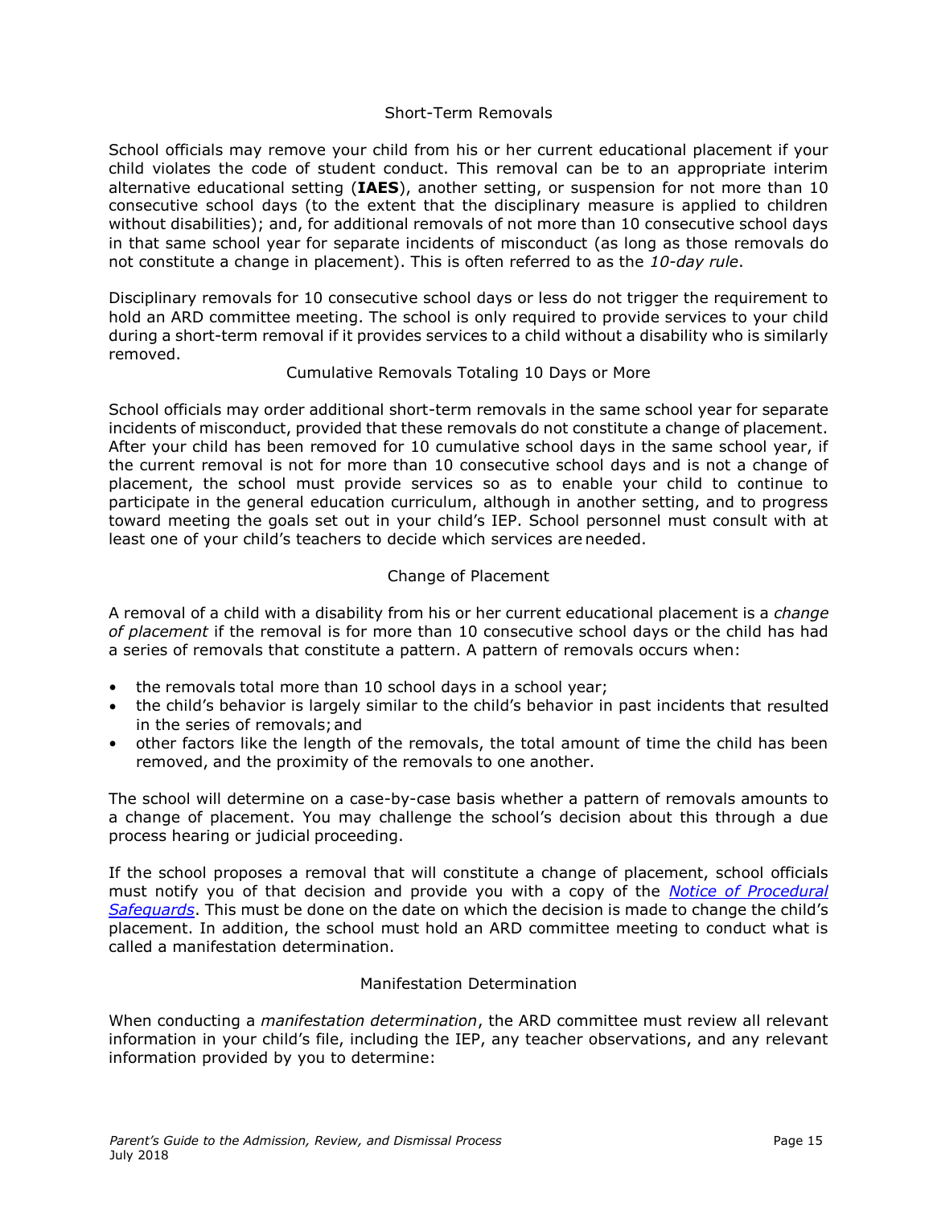### Short-Term Removals

School officials may remove your child from his or her current educational placement if your child violates the code of student conduct. This removal can be to an appropriate interim alternative educational setting (**IAES**), another setting, or suspension for not more than 10 consecutive school days (to the extent that the disciplinary measure is applied to children without disabilities); and, for additional removals of not more than 10 consecutive school days in that same school year for separate incidents of misconduct (as long as those removals do not constitute a change in placement). This is often referred to as the *10-day rule*.

Disciplinary removals for 10 consecutive school days or less do not trigger the requirement to hold an ARD committee meeting. The school is only required to provide services to your child during a short-term removal if it provides services to a child without a disability who is similarly removed.

### Cumulative Removals Totaling 10 Days or More

School officials may order additional short-term removals in the same school year for separate incidents of misconduct, provided that these removals do not constitute a change of placement. After your child has been removed for 10 cumulative school days in the same school year, if the current removal is not for more than 10 consecutive school days and is not a change of placement, the school must provide services so as to enable your child to continue to participate in the general education curriculum, although in another setting, and to progress toward meeting the goals set out in your child's IEP. School personnel must consult with at least one of your child's teachers to decide which services are needed.

### Change of Placement

A removal of a child with a disability from his or her current educational placement is a *change of placement* if the removal is for more than 10 consecutive school days or the child has had a series of removals that constitute a pattern. A pattern of removals occurs when:

- the removals total more than 10 school days in a school year;
- the child's behavior is largely similar to the child's behavior in past incidents that resulted in the series of removals; and
- other factors like the length of the removals, the total amount of time the child has been removed, and the proximity of the removals to one another.

The school will determine on a case-by-case basis whether a pattern of removals amounts to a change of placement. You may challenge the school's decision about this through a due process hearing or judicial proceeding.

If the school proposes a removal that will constitute a change of placement, school officials must notify you of that decision and provide you with a copy of the [*Notice of Procedural Safeguards*](). This must be done on the date on which the decision is made to change the child's placement. In addition, the school must hold an ARD committee meeting to conduct what is called a manifestation determination.

### Manifestation Determination

When conducting a *manifestation determination*, the ARD committee must review all relevant information in your child's file, including the IEP, any teacher observations, and any relevant information provided by you to determine: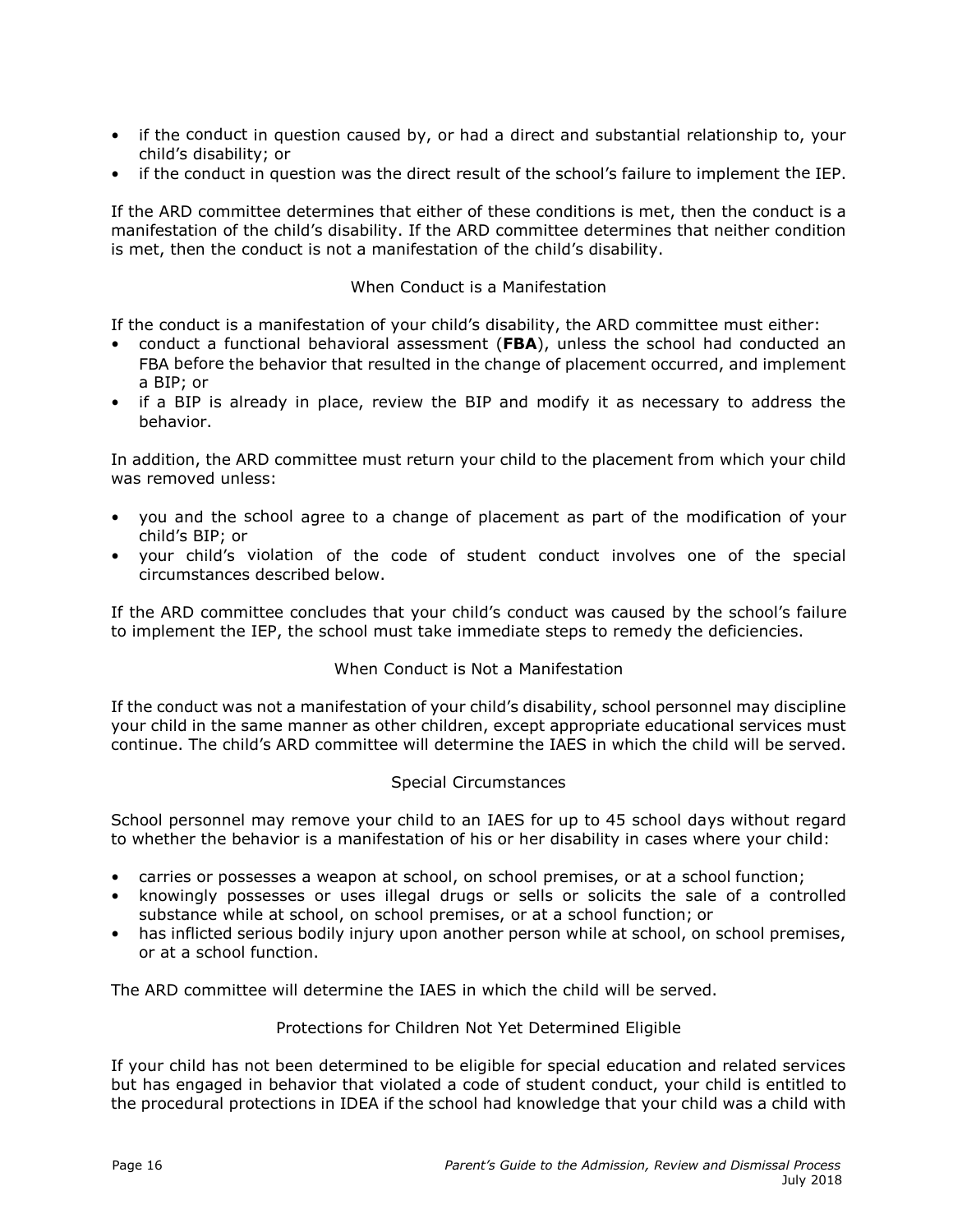- if the conduct in question caused by, or had a direct and substantial relationship to, your child's disability; or
- if the conduct in question was the direct result of the school's failure to implement the IEP.

If the ARD committee determines that either of these conditions is met, then the conduct is a manifestation of the child's disability. If the ARD committee determines that neither condition is met, then the conduct is not a manifestation of the child's disability.

### When Conduct is a Manifestation

If the conduct is a manifestation of your child's disability, the ARD committee must either:

- conduct a functional behavioral assessment (**FBA**), unless the school had conducted an FBA before the behavior that resulted in the change of placement occurred, and implement a BIP; or
- if a BIP is already in place, review the BIP and modify it as necessary to address the behavior.

In addition, the ARD committee must return your child to the placement from which your child was removed unless:

- you and the school agree to a change of placement as part of the modification of your child's BIP; or
- your child's violation of the code of student conduct involves one of the special circumstances described below.

If the ARD committee concludes that your child's conduct was caused by the school's failure to implement the IEP, the school must take immediate steps to remedy the deficiencies.

### When Conduct is Not a Manifestation

If the conduct was not a manifestation of your child's disability, school personnel may discipline your child in the same manner as other children, except appropriate educational services must continue. The child's ARD committee will determine the IAES in which the child will be served.

### Special Circumstances

School personnel may remove your child to an IAES for up to 45 school days without regard to whether the behavior is a manifestation of his or her disability in cases where your child:

- carries or possesses a weapon at school, on school premises, or at a school function;
- knowingly possesses or uses illegal drugs or sells or solicits the sale of a controlled substance while at school, on school premises, or at a school function; or
- has inflicted serious bodily injury upon another person while at school, on school premises, or at a school function.

The ARD committee will determine the IAES in which the child will be served.

### Protections for Children Not Yet Determined Eligible

If your child has not been determined to be eligible for special education and related services but has engaged in behavior that violated a code of student conduct, your child is entitled to the procedural protections in IDEA if the school had knowledge that your child was a child with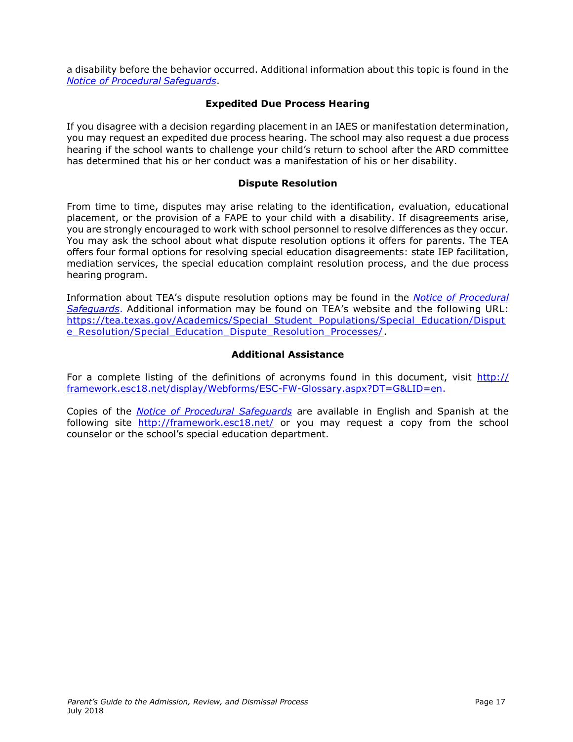a disability before the behavior occurred. Additional information about this topic is found in the [*Notice of Procedural Safeguards*](#).

### Expedited Due Process Hearing

If you disagree with a decision regarding placement in an IAES or manifestation determination, you may request an expedited due process hearing. The school may also request a due process hearing if the school wants to challenge your child's return to school after the ARD committee has determined that his or her conduct was a manifestation of his or her disability.

### Dispute Resolution

From time to time, disputes may arise relating to the identification, evaluation, educational placement, or the provision of a FAPE to your child with a disability. If disagreements arise, you are strongly encouraged to work with school personnel to resolve differences as they occur. You may ask the school about what dispute resolution options it offers for parents. The TEA offers four formal options for resolving special education disagreements: state IEP facilitation, mediation services, the special education complaint resolution process, and the due process hearing program.

Information about TEA's dispute resolution options may be found in the *Notice of Procedural Safeguards*. Additional information may be found on TEA's website and the following URL: https://tea.texas.gov/Academics/Special_Student_Populations/Special_Education/Dispute_Resolution/Special_Education_Dispute_Resolution_Processes/.

### Additional Assistance

For a complete listing of the definitions of acronyms found in this document, visit http://framework.esc18.net/display/Webforms/ESC-FW-Glossary.aspx?DT=G&LID=en.

Copies of the *Notice of Procedural Safeguards* are available in English and Spanish at the following site http://framework.esc18.net/ or you may request a copy from the school counselor or the school's special education department.